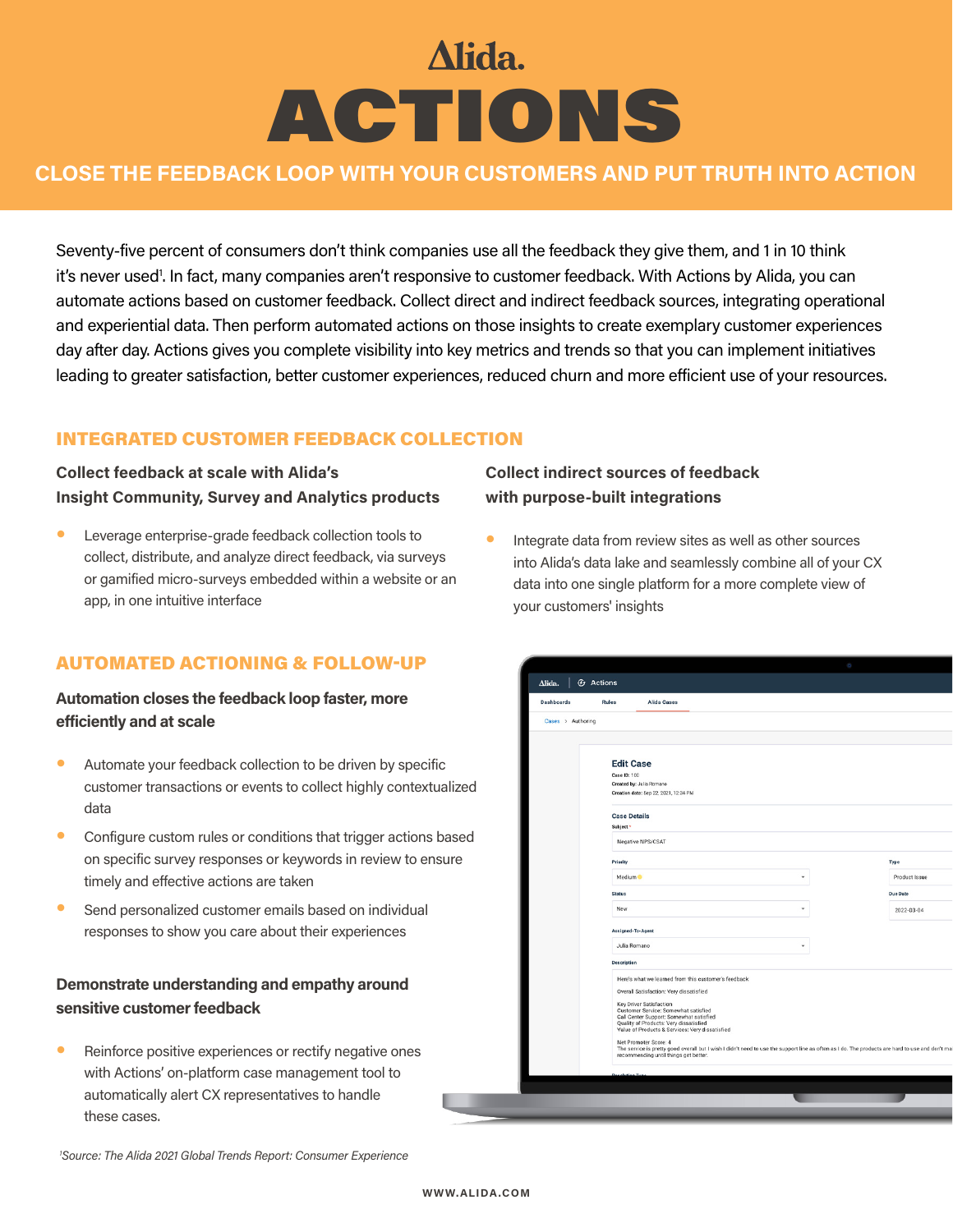# Alida.

# ACTIONS

## CLOSE THE FEEDBACK LOOP WITH YOUR CUSTOMERS AND PUT TRUTH INTO ACTION

Seventy-five percent of consumers don't think companies use all the feedback they give them, and 1 in 10 think it's never used[1]. In fact, many companies aren't responsive to customer feedback. With Actions by Alida, you can automate actions based on customer feedback. Collect direct and indirect feedback sources, integrating operational and experiential data. Then perform automated actions on those insights to create exemplary customer experiences day after day. Actions gives you complete visibility into key metrics and trends so that you can implement initiatives leading to greater satisfaction, better customer experiences, reduced churn and more efficient use of your resources.

## INTEGRATED CUSTOMER FEEDBACK COLLECTION

### Collect feedback at scale with Alida's Insight Community, Survey and Analytics products

- Leverage enterprise-grade feedback collection tools to collect, distribute, and analyze direct feedback, via surveys or gamified micro-surveys embedded within a website or an app, in one intuitive interface

### Collect indirect sources of feedback with purpose-built integrations

- Integrate data from review sites as well as other sources into Alida's data lake and seamlessly combine all of your CX data into one single platform for a more complete view of your customers' insights

## AUTOMATED ACTIONING & FOLLOW-UP

### Automation closes the feedback loop faster, more efficiently and at scale

- Automate your feedback collection to be driven by specific customer transactions or events to collect highly contextualized data
- Configure custom rules or conditions that trigger actions based on specific survey responses or keywords in review to ensure timely and effective actions are taken
- Send personalized customer emails based on individual responses to show you care about their experiences

### Demonstrate understanding and empathy around sensitive customer feedback

- Reinforce positive experiences or rectify negative ones with Actions' on-platform case management tool to automatically alert CX representatives to handle these cases.

[1]*Source: The Alida 2021 Global Trends Report: Consumer Experience*

WWW.ALIDA.COM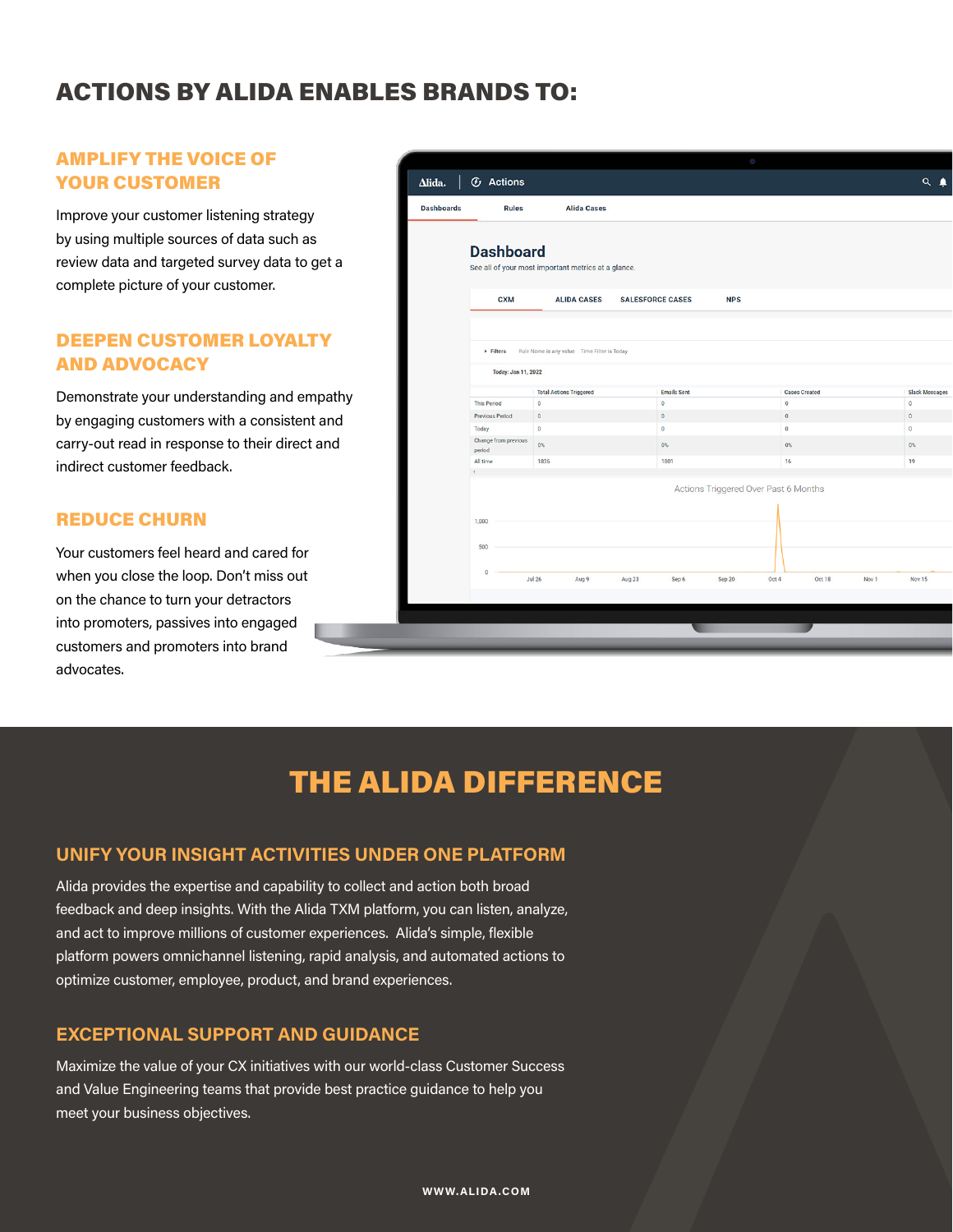# ACTIONS BY ALIDA ENABLES BRANDS TO:

### AMPLIFY THE VOICE OF YOUR CUSTOMER

Improve your customer listening strategy by using multiple sources of data such as review data and targeted survey data to get a complete picture of your customer.

### DEEPEN CUSTOMER LOYALTY AND ADVOCACY

Demonstrate your understanding and empathy by engaging customers with a consistent and carry-out read in response to their direct and indirect customer feedback.

### REDUCE CHURN

Your customers feel heard and cared for when you close the loop. Don't miss out on the chance to turn your detractors into promoters, passives into engaged customers and promoters into brand advocates.

# THE ALIDA DIFFERENCE

### UNIFY YOUR INSIGHT ACTIVITIES UNDER ONE PLATFORM

Alida provides the expertise and capability to collect and action both broad feedback and deep insights. With the Alida TXM platform, you can listen, analyze, and act to improve millions of customer experiences. Alida's simple, flexible platform powers omnichannel listening, rapid analysis, and automated actions to optimize customer, employee, product, and brand experiences.

### EXCEPTIONAL SUPPORT AND GUIDANCE

Maximize the value of your CX initiatives with our world-class Customer Success and Value Engineering teams that provide best practice guidance to help you meet your business objectives.

WWW.ALIDA.COM